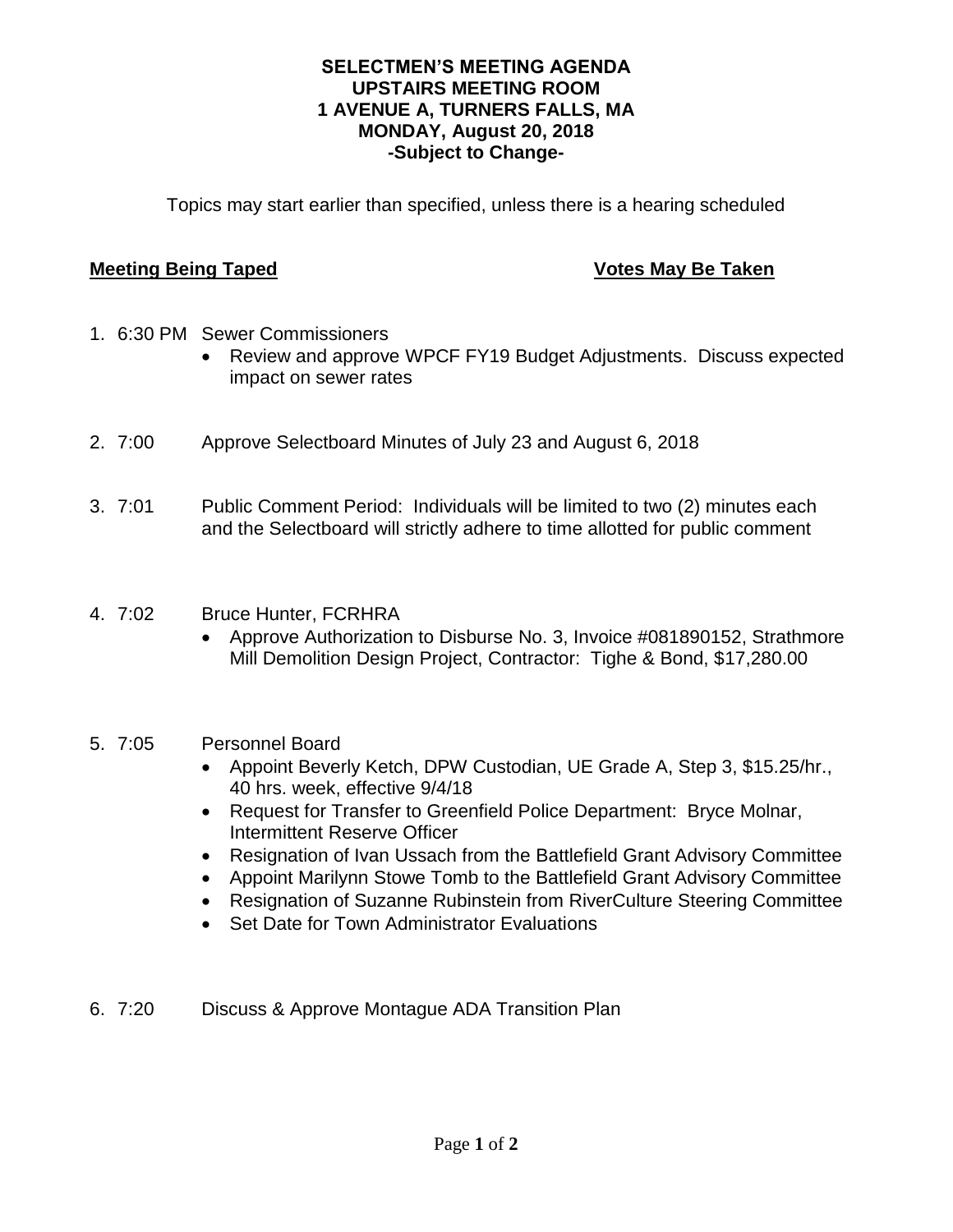**SELECTMEN'S MEETING AGENDA**
**UPSTAIRS MEETING ROOM**
**1 AVENUE A, TURNERS FALLS, MA**
**MONDAY, August 20, 2018**
**-Subject to Change-**

Topics may start earlier than specified, unless there is a hearing scheduled

**Meeting Being Taped** **Votes May Be Taken**

1. 6:30 PM Sewer Commissioners
   - Review and approve WPCF FY19 Budget Adjustments. Discuss expected impact on sewer rates

2. 7:00 Approve Selectboard Minutes of July 23 and August 6, 2018

3. 7:01 Public Comment Period: Individuals will be limited to two (2) minutes each and the Selectboard will strictly adhere to time allotted for public comment

4. 7:02 Bruce Hunter, FCRHRA
   - Approve Authorization to Disburse No. 3, Invoice #081890152, Strathmore Mill Demolition Design Project, Contractor: Tighe & Bond, $17,280.00

5. 7:05 Personnel Board
   - Appoint Beverly Ketch, DPW Custodian, UE Grade A, Step 3, $15.25/hr., 40 hrs. week, effective 9/4/18
   - Request for Transfer to Greenfield Police Department: Bryce Molnar, Intermittent Reserve Officer
   - Resignation of Ivan Ussach from the Battlefield Grant Advisory Committee
   - Appoint Marilynn Stowe Tomb to the Battlefield Grant Advisory Committee
   - Resignation of Suzanne Rubinstein from RiverCulture Steering Committee
   - Set Date for Town Administrator Evaluations

6. 7:20 Discuss & Approve Montague ADA Transition Plan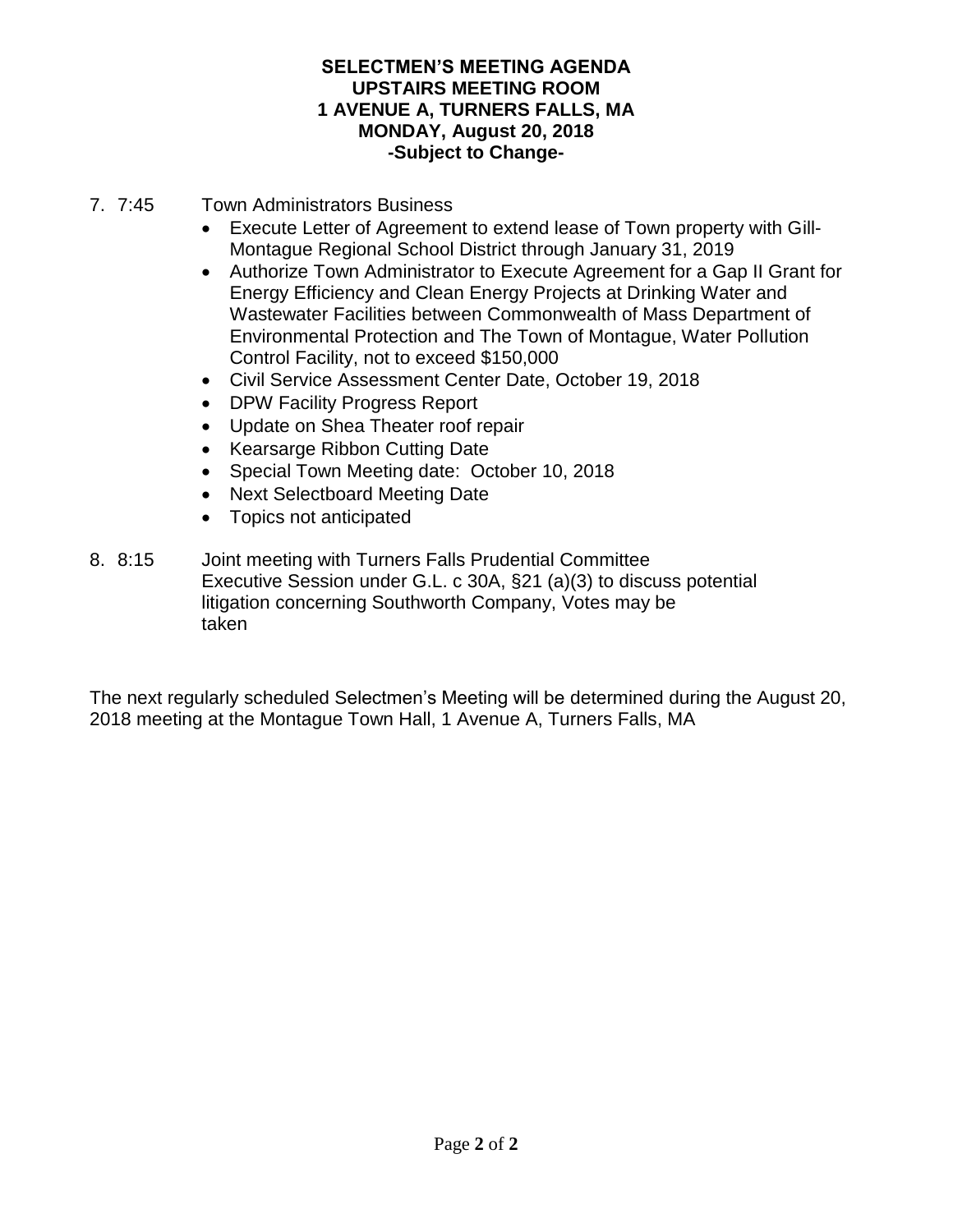**SELECTMEN'S MEETING AGENDA**
**UPSTAIRS MEETING ROOM**
**1 AVENUE A, TURNERS FALLS, MA**
**MONDAY, August 20, 2018**
**-Subject to Change-**

7. 7:45 Town Administrators Business
   - Execute Letter of Agreement to extend lease of Town property with Gill-Montague Regional School District through January 31, 2019
   - Authorize Town Administrator to Execute Agreement for a Gap II Grant for Energy Efficiency and Clean Energy Projects at Drinking Water and Wastewater Facilities between Commonwealth of Mass Department of Environmental Protection and The Town of Montague, Water Pollution Control Facility, not to exceed $150,000
   - Civil Service Assessment Center Date, October 19, 2018
   - DPW Facility Progress Report
   - Update on Shea Theater roof repair
   - Kearsarge Ribbon Cutting Date
   - Special Town Meeting date: October 10, 2018
   - Next Selectboard Meeting Date
   - Topics not anticipated

8. 8:15 Joint meeting with Turners Falls Prudential Committee
   Executive Session under G.L. c 30A, §21 (a)(3) to discuss potential litigation concerning Southworth Company, Votes may be taken

The next regularly scheduled Selectmen's Meeting will be determined during the August 20, 2018 meeting at the Montague Town Hall, 1 Avenue A, Turners Falls, MA